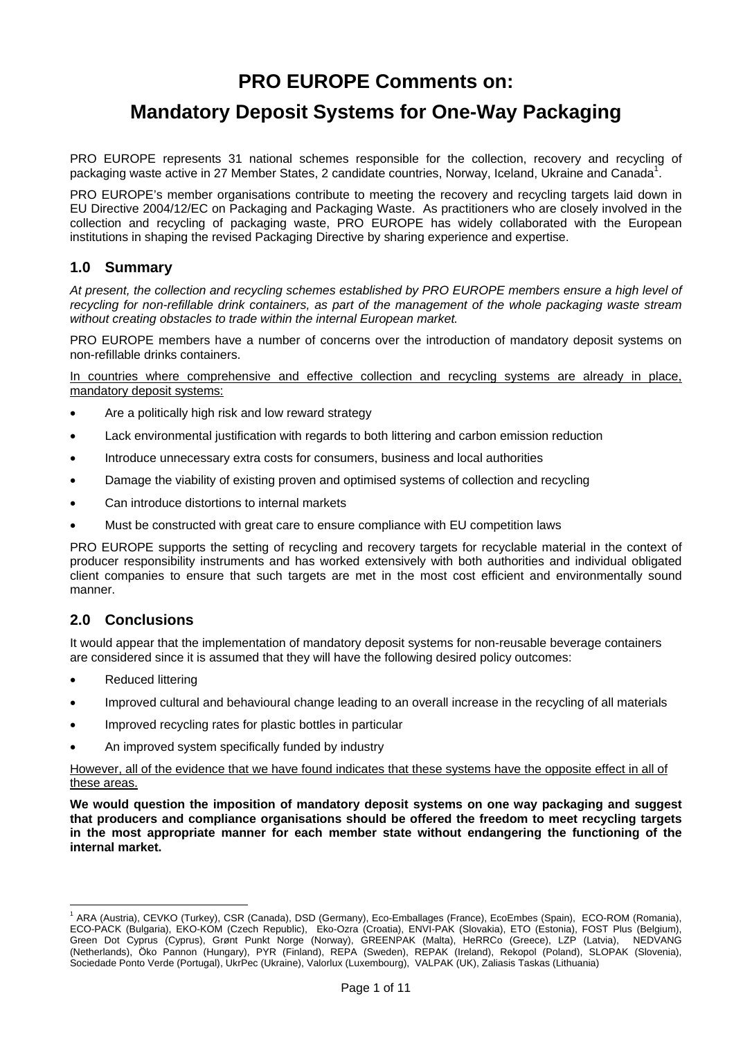# PRO EUROPE Comments on:

# Mandatory Deposit Systems for One-Way Packaging

PRO EUROPE represents 31 national schemes responsible for the collection, recovery and recycling of packaging waste active in 27 Member States, 2 candidate countries, Norway, Iceland, Ukraine and Canada[1].

PRO EUROPE's member organisations contribute to meeting the recovery and recycling targets laid down in EU Directive 2004/12/EC on Packaging and Packaging Waste. As practitioners who are closely involved in the collection and recycling of packaging waste, PRO EUROPE has widely collaborated with the European institutions in shaping the revised Packaging Directive by sharing experience and expertise.

## 1.0 Summary

*At present, the collection and recycling schemes established by PRO EUROPE members ensure a high level of recycling for non-refillable drink containers, as part of the management of the whole packaging waste stream without creating obstacles to trade within the internal European market.*

PRO EUROPE members have a number of concerns over the introduction of mandatory deposit systems on non-refillable drinks containers.

<u>In countries where comprehensive and effective collection and recycling systems are already in place, mandatory deposit systems:</u>

- Are a politically high risk and low reward strategy
- Lack environmental justification with regards to both littering and carbon emission reduction
- Introduce unnecessary extra costs for consumers, business and local authorities
- Damage the viability of existing proven and optimised systems of collection and recycling
- Can introduce distortions to internal markets
- Must be constructed with great care to ensure compliance with EU competition laws

PRO EUROPE supports the setting of recycling and recovery targets for recyclable material in the context of producer responsibility instruments and has worked extensively with both authorities and individual obligated client companies to ensure that such targets are met in the most cost efficient and environmentally sound manner.

## 2.0 Conclusions

It would appear that the implementation of mandatory deposit systems for non-reusable beverage containers are considered since it is assumed that they will have the following desired policy outcomes:

- Reduced littering
- Improved cultural and behavioural change leading to an overall increase in the recycling of all materials
- Improved recycling rates for plastic bottles in particular
- An improved system specifically funded by industry

<u>However, all of the evidence that we have found indicates that these systems have the opposite effect in all of these areas.</u>

**We would question the imposition of mandatory deposit systems on one way packaging and suggest that producers and compliance organisations should be offered the freedom to meet recycling targets in the most appropriate manner for each member state without endangering the functioning of the internal market.**

---

[1] ARA (Austria), CEVKO (Turkey), CSR (Canada), DSD (Germany), Eco-Emballages (France), EcoEmbes (Spain), ECO-ROM (Romania), ECO-PACK (Bulgaria), EKO-KOM (Czech Republic), Eko-Ozra (Croatia), ENVI-PAK (Slovakia), ETO (Estonia), FOST Plus (Belgium), Green Dot Cyprus (Cyprus), Grønt Punkt Norge (Norway), GREENPAK (Malta), HeRRCo (Greece), LZP (Latvia), NEDVANG (Netherlands), Öko Pannon (Hungary), PYR (Finland), REPA (Sweden), REPAK (Ireland), Rekopol (Poland), SLOPAK (Slovenia), Sociedade Ponto Verde (Portugal), UkrPec (Ukraine), Valorlux (Luxembourg), VALPAK (UK), Zaliasis Taskas (Lithuania)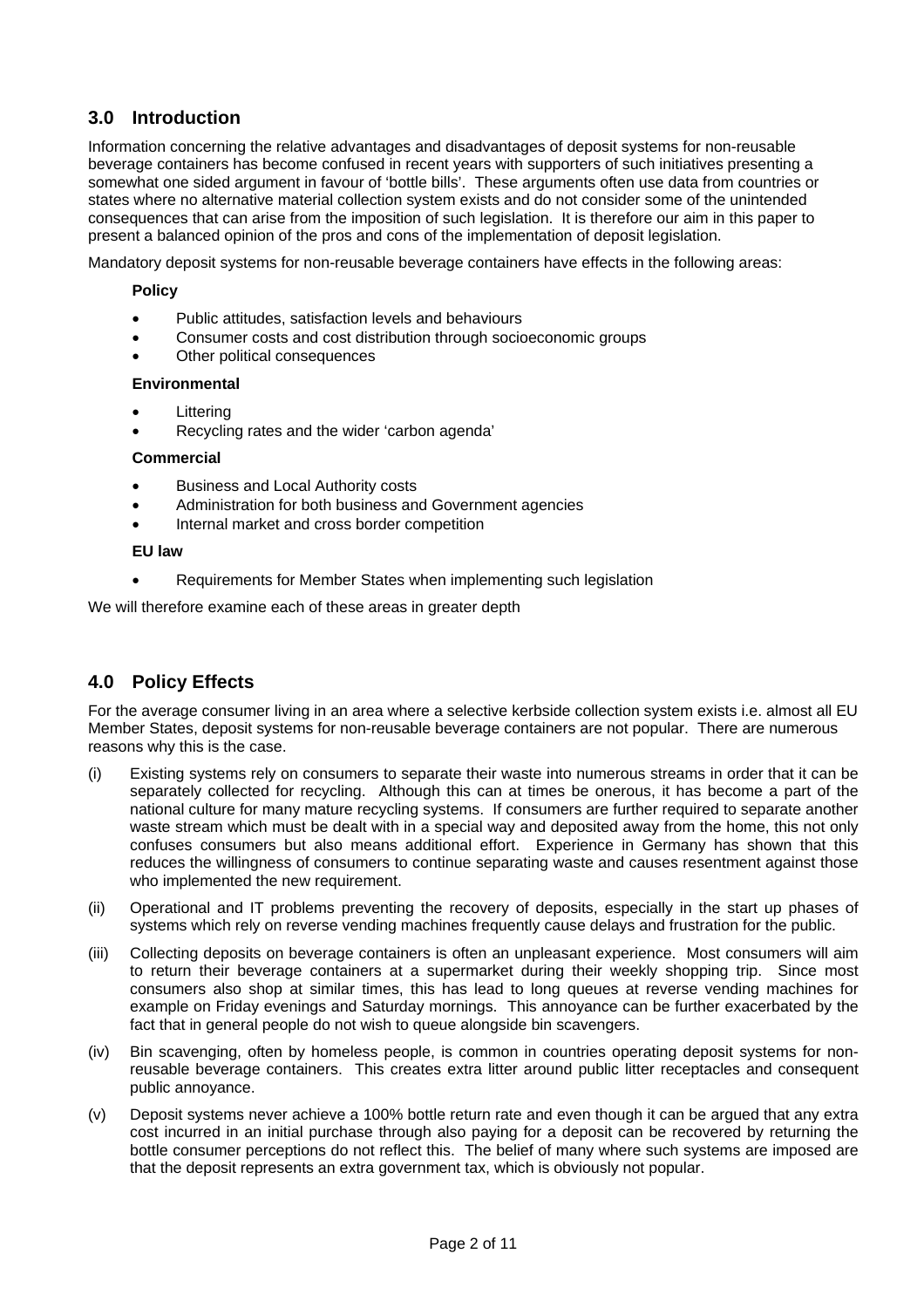## 3.0 Introduction

Information concerning the relative advantages and disadvantages of deposit systems for non-reusable beverage containers has become confused in recent years with supporters of such initiatives presenting a somewhat one sided argument in favour of 'bottle bills'. These arguments often use data from countries or states where no alternative material collection system exists and do not consider some of the unintended consequences that can arise from the imposition of such legislation. It is therefore our aim in this paper to present a balanced opinion of the pros and cons of the implementation of deposit legislation.

Mandatory deposit systems for non-reusable beverage containers have effects in the following areas:

**Policy**

- Public attitudes, satisfaction levels and behaviours
- Consumer costs and cost distribution through socioeconomic groups
- Other political consequences

**Environmental**

- Littering
- Recycling rates and the wider 'carbon agenda'

**Commercial**

- Business and Local Authority costs
- Administration for both business and Government agencies
- Internal market and cross border competition

**EU law**

- Requirements for Member States when implementing such legislation

We will therefore examine each of these areas in greater depth

## 4.0 Policy Effects

For the average consumer living in an area where a selective kerbside collection system exists i.e. almost all EU Member States, deposit systems for non-reusable beverage containers are not popular. There are numerous reasons why this is the case.

(i) Existing systems rely on consumers to separate their waste into numerous streams in order that it can be separately collected for recycling. Although this can at times be onerous, it has become a part of the national culture for many mature recycling systems. If consumers are further required to separate another waste stream which must be dealt with in a special way and deposited away from the home, this not only confuses consumers but also means additional effort. Experience in Germany has shown that this reduces the willingness of consumers to continue separating waste and causes resentment against those who implemented the new requirement.

(ii) Operational and IT problems preventing the recovery of deposits, especially in the start up phases of systems which rely on reverse vending machines frequently cause delays and frustration for the public.

(iii) Collecting deposits on beverage containers is often an unpleasant experience. Most consumers will aim to return their beverage containers at a supermarket during their weekly shopping trip. Since most consumers also shop at similar times, this has lead to long queues at reverse vending machines for example on Friday evenings and Saturday mornings. This annoyance can be further exacerbated by the fact that in general people do not wish to queue alongside bin scavengers.

(iv) Bin scavenging, often by homeless people, is common in countries operating deposit systems for non-reusable beverage containers. This creates extra litter around public litter receptacles and consequent public annoyance.

(v) Deposit systems never achieve a 100% bottle return rate and even though it can be argued that any extra cost incurred in an initial purchase through also paying for a deposit can be recovered by returning the bottle consumer perceptions do not reflect this. The belief of many where such systems are imposed are that the deposit represents an extra government tax, which is obviously not popular.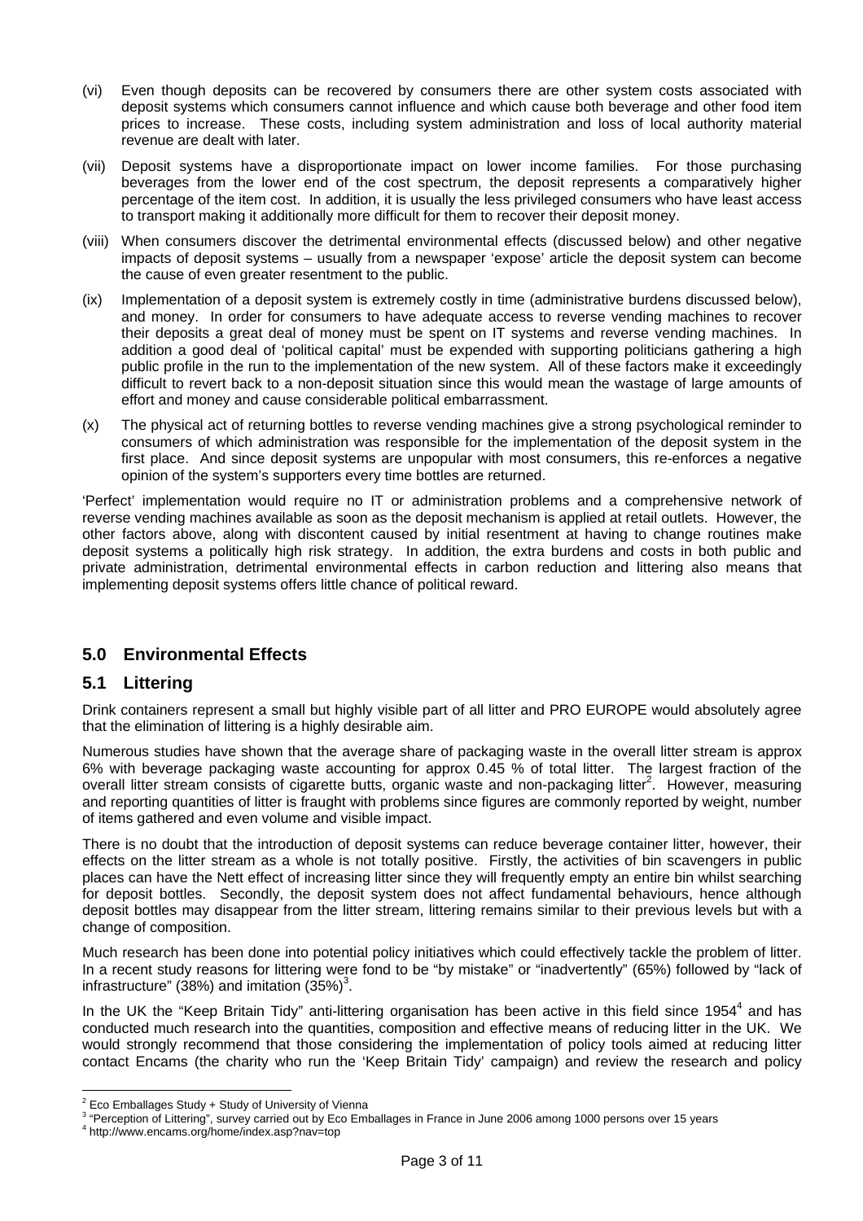(vi) Even though deposits can be recovered by consumers there are other system costs associated with deposit systems which consumers cannot influence and which cause both beverage and other food item prices to increase. These costs, including system administration and loss of local authority material revenue are dealt with later.

(vii) Deposit systems have a disproportionate impact on lower income families. For those purchasing beverages from the lower end of the cost spectrum, the deposit represents a comparatively higher percentage of the item cost. In addition, it is usually the less privileged consumers who have least access to transport making it additionally more difficult for them to recover their deposit money.

(viii) When consumers discover the detrimental environmental effects (discussed below) and other negative impacts of deposit systems – usually from a newspaper 'expose' article the deposit system can become the cause of even greater resentment to the public.

(ix) Implementation of a deposit system is extremely costly in time (administrative burdens discussed below), and money. In order for consumers to have adequate access to reverse vending machines to recover their deposits a great deal of money must be spent on IT systems and reverse vending machines. In addition a good deal of 'political capital' must be expended with supporting politicians gathering a high public profile in the run to the implementation of the new system. All of these factors make it exceedingly difficult to revert back to a non-deposit situation since this would mean the wastage of large amounts of effort and money and cause considerable political embarrassment.

(x) The physical act of returning bottles to reverse vending machines give a strong psychological reminder to consumers of which administration was responsible for the implementation of the deposit system in the first place. And since deposit systems are unpopular with most consumers, this re-enforces a negative opinion of the system's supporters every time bottles are returned.

'Perfect' implementation would require no IT or administration problems and a comprehensive network of reverse vending machines available as soon as the deposit mechanism is applied at retail outlets. However, the other factors above, along with discontent caused by initial resentment at having to change routines make deposit systems a politically high risk strategy. In addition, the extra burdens and costs in both public and private administration, detrimental environmental effects in carbon reduction and littering also means that implementing deposit systems offers little chance of political reward.

## 5.0 Environmental Effects

### 5.1 Littering

Drink containers represent a small but highly visible part of all litter and PRO EUROPE would absolutely agree that the elimination of littering is a highly desirable aim.

Numerous studies have shown that the average share of packaging waste in the overall litter stream is approx 6% with beverage packaging waste accounting for approx 0.45 % of total litter. The largest fraction of the overall litter stream consists of cigarette butts, organic waste and non-packaging litter[2]. However, measuring and reporting quantities of litter is fraught with problems since figures are commonly reported by weight, number of items gathered and even volume and visible impact.

There is no doubt that the introduction of deposit systems can reduce beverage container litter, however, their effects on the litter stream as a whole is not totally positive. Firstly, the activities of bin scavengers in public places can have the Nett effect of increasing litter since they will frequently empty an entire bin whilst searching for deposit bottles. Secondly, the deposit system does not affect fundamental behaviours, hence although deposit bottles may disappear from the litter stream, littering remains similar to their previous levels but with a change of composition.

Much research has been done into potential policy initiatives which could effectively tackle the problem of litter. In a recent study reasons for littering were fond to be "by mistake" or "inadvertently" (65%) followed by "lack of infrastructure" (38%) and imitation (35%)[3].

In the UK the "Keep Britain Tidy" anti-littering organisation has been active in this field since 1954[4] and has conducted much research into the quantities, composition and effective means of reducing litter in the UK. We would strongly recommend that those considering the implementation of policy tools aimed at reducing litter contact Encams (the charity who run the 'Keep Britain Tidy' campaign) and review the research and policy

---

[2] Eco Emballages Study + Study of University of Vienna

[3] "Perception of Littering", survey carried out by Eco Emballages in France in June 2006 among 1000 persons over 15 years

[4] http://www.encams.org/home/index.asp?nav=top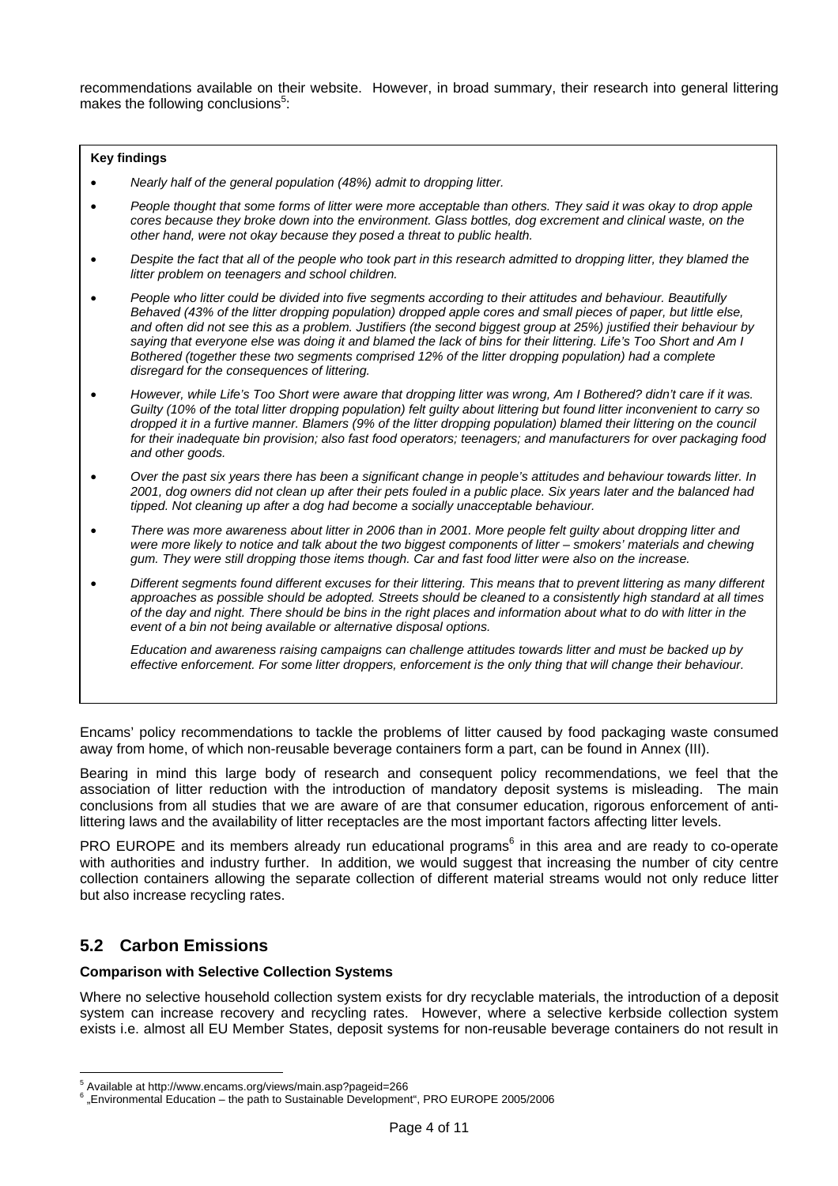recommendations available on their website. However, in broad summary, their research into general littering makes the following conclusions[5]:

**Key findings**

- *Nearly half of the general population (48%) admit to dropping litter.*
- *People thought that some forms of litter were more acceptable than others. They said it was okay to drop apple cores because they broke down into the environment. Glass bottles, dog excrement and clinical waste, on the other hand, were not okay because they posed a threat to public health.*
- *Despite the fact that all of the people who took part in this research admitted to dropping litter, they blamed the litter problem on teenagers and school children.*
- *People who litter could be divided into five segments according to their attitudes and behaviour. Beautifully Behaved (43% of the litter dropping population) dropped apple cores and small pieces of paper, but little else, and often did not see this as a problem. Justifiers (the second biggest group at 25%) justified their behaviour by saying that everyone else was doing it and blamed the lack of bins for their littering. Life's Too Short and Am I Bothered (together these two segments comprised 12% of the litter dropping population) had a complete disregard for the consequences of littering.*
- *However, while Life's Too Short were aware that dropping litter was wrong, Am I Bothered? didn't care if it was. Guilty (10% of the total litter dropping population) felt guilty about littering but found litter inconvenient to carry so dropped it in a furtive manner. Blamers (9% of the litter dropping population) blamed their littering on the council for their inadequate bin provision; also fast food operators; teenagers; and manufacturers for over packaging food and other goods.*
- *Over the past six years there has been a significant change in people's attitudes and behaviour towards litter. In 2001, dog owners did not clean up after their pets fouled in a public place. Six years later and the balanced had tipped. Not cleaning up after a dog had become a socially unacceptable behaviour.*
- *There was more awareness about litter in 2006 than in 2001. More people felt guilty about dropping litter and were more likely to notice and talk about the two biggest components of litter – smokers' materials and chewing gum. They were still dropping those items though. Car and fast food litter were also on the increase.*
- *Different segments found different excuses for their littering. This means that to prevent littering as many different approaches as possible should be adopted. Streets should be cleaned to a consistently high standard at all times of the day and night. There should be bins in the right places and information about what to do with litter in the event of a bin not being available or alternative disposal options.*

  *Education and awareness raising campaigns can challenge attitudes towards litter and must be backed up by effective enforcement. For some litter droppers, enforcement is the only thing that will change their behaviour.*

Encams' policy recommendations to tackle the problems of litter caused by food packaging waste consumed away from home, of which non-reusable beverage containers form a part, can be found in Annex (III).

Bearing in mind this large body of research and consequent policy recommendations, we feel that the association of litter reduction with the introduction of mandatory deposit systems is misleading. The main conclusions from all studies that we are aware of are that consumer education, rigorous enforcement of anti-littering laws and the availability of litter receptacles are the most important factors affecting litter levels.

PRO EUROPE and its members already run educational programs[6] in this area and are ready to co-operate with authorities and industry further. In addition, we would suggest that increasing the number of city centre collection containers allowing the separate collection of different material streams would not only reduce litter but also increase recycling rates.

## 5.2 Carbon Emissions

**Comparison with Selective Collection Systems**

Where no selective household collection system exists for dry recyclable materials, the introduction of a deposit system can increase recovery and recycling rates. However, where a selective kerbside collection system exists i.e. almost all EU Member States, deposit systems for non-reusable beverage containers do not result in

[5] Available at http://www.encams.org/views/main.asp?pageid=266

[6] „Environmental Education – the path to Sustainable Development", PRO EUROPE 2005/2006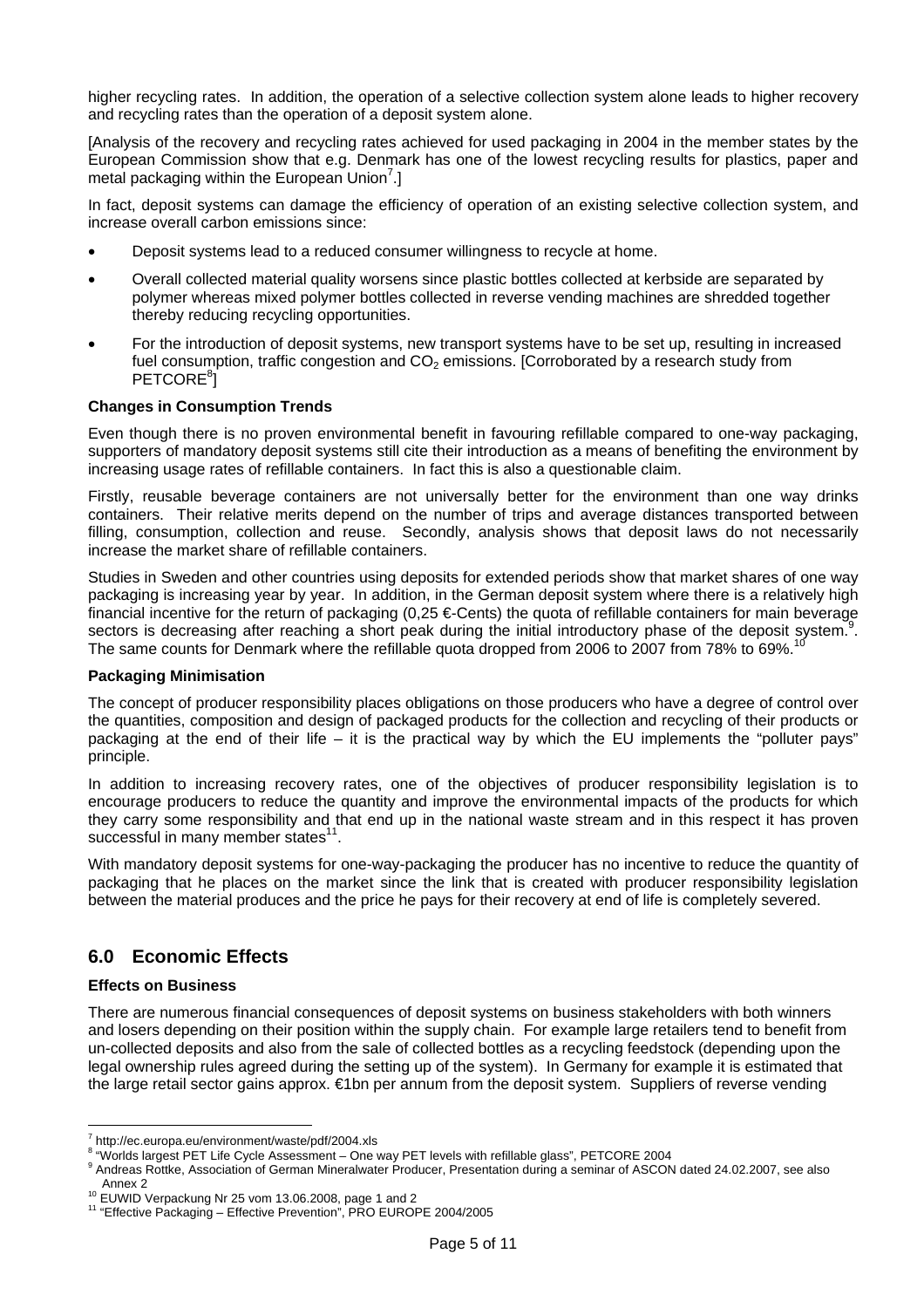higher recycling rates. In addition, the operation of a selective collection system alone leads to higher recovery and recycling rates than the operation of a deposit system alone.

[Analysis of the recovery and recycling rates achieved for used packaging in 2004 in the member states by the European Commission show that e.g. Denmark has one of the lowest recycling results for plastics, paper and metal packaging within the European Union[7].]

In fact, deposit systems can damage the efficiency of operation of an existing selective collection system, and increase overall carbon emissions since:

- Deposit systems lead to a reduced consumer willingness to recycle at home.
- Overall collected material quality worsens since plastic bottles collected at kerbside are separated by polymer whereas mixed polymer bottles collected in reverse vending machines are shredded together thereby reducing recycling opportunities.
- For the introduction of deposit systems, new transport systems have to be set up, resulting in increased fuel consumption, traffic congestion and $CO_2$ emissions. [Corroborated by a research study from PETCORE[8]]

**Changes in Consumption Trends**

Even though there is no proven environmental benefit in favouring refillable compared to one-way packaging, supporters of mandatory deposit systems still cite their introduction as a means of benefiting the environment by increasing usage rates of refillable containers. In fact this is also a questionable claim.

Firstly, reusable beverage containers are not universally better for the environment than one way drinks containers. Their relative merits depend on the number of trips and average distances transported between filling, consumption, collection and reuse. Secondly, analysis shows that deposit laws do not necessarily increase the market share of refillable containers.

Studies in Sweden and other countries using deposits for extended periods show that market shares of one way packaging is increasing year by year. In addition, in the German deposit system where there is a relatively high financial incentive for the return of packaging (0,25 €-Cents) the quota of refillable containers for main beverage sectors is decreasing after reaching a short peak during the initial introductory phase of the deposit system.[9]. The same counts for Denmark where the refillable quota dropped from 2006 to 2007 from 78% to 69%.[10]

**Packaging Minimisation**

The concept of producer responsibility places obligations on those producers who have a degree of control over the quantities, composition and design of packaged products for the collection and recycling of their products or packaging at the end of their life – it is the practical way by which the EU implements the "polluter pays" principle.

In addition to increasing recovery rates, one of the objectives of producer responsibility legislation is to encourage producers to reduce the quantity and improve the environmental impacts of the products for which they carry some responsibility and that end up in the national waste stream and in this respect it has proven successful in many member states[11].

With mandatory deposit systems for one-way-packaging the producer has no incentive to reduce the quantity of packaging that he places on the market since the link that is created with producer responsibility legislation between the material produces and the price he pays for their recovery at end of life is completely severed.

## 6.0 Economic Effects

**Effects on Business**

There are numerous financial consequences of deposit systems on business stakeholders with both winners and losers depending on their position within the supply chain. For example large retailers tend to benefit from un-collected deposits and also from the sale of collected bottles as a recycling feedstock (depending upon the legal ownership rules agreed during the setting up of the system). In Germany for example it is estimated that the large retail sector gains approx. €1bn per annum from the deposit system. Suppliers of reverse vending

---

[7] http://ec.europa.eu/environment/waste/pdf/2004.xls

[8] "Worlds largest PET Life Cycle Assessment – One way PET levels with refillable glass", PETCORE 2004

[9] Andreas Rottke, Association of German Mineralwater Producer, Presentation during a seminar of ASCON dated 24.02.2007, see also Annex 2

[10] EUWID Verpackung Nr 25 vom 13.06.2008, page 1 and 2

[11] "Effective Packaging – Effective Prevention", PRO EUROPE 2004/2005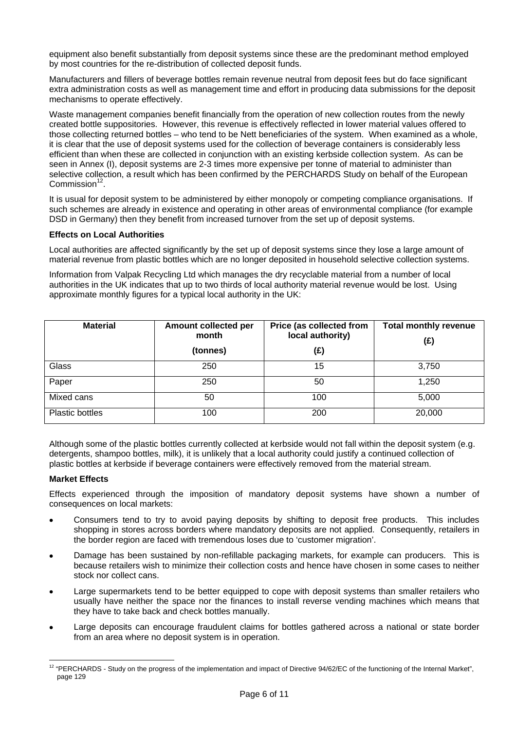equipment also benefit substantially from deposit systems since these are the predominant method employed by most countries for the re-distribution of collected deposit funds.

Manufacturers and fillers of beverage bottles remain revenue neutral from deposit fees but do face significant extra administration costs as well as management time and effort in producing data submissions for the deposit mechanisms to operate effectively.

Waste management companies benefit financially from the operation of new collection routes from the newly created bottle suppositories. However, this revenue is effectively reflected in lower material values offered to those collecting returned bottles – who tend to be Nett beneficiaries of the system. When examined as a whole, it is clear that the use of deposit systems used for the collection of beverage containers is considerably less efficient than when these are collected in conjunction with an existing kerbside collection system. As can be seen in Annex (I), deposit systems are 2-3 times more expensive per tonne of material to administer than selective collection, a result which has been confirmed by the PERCHARDS Study on behalf of the European Commission[12].

It is usual for deposit system to be administered by either monopoly or competing compliance organisations. If such schemes are already in existence and operating in other areas of environmental compliance (for example DSD in Germany) then they benefit from increased turnover from the set up of deposit systems.

**Effects on Local Authorities**

Local authorities are affected significantly by the set up of deposit systems since they lose a large amount of material revenue from plastic bottles which are no longer deposited in household selective collection systems.

Information from Valpak Recycling Ltd which manages the dry recyclable material from a number of local authorities in the UK indicates that up to two thirds of local authority material revenue would be lost. Using approximate monthly figures for a typical local authority in the UK:

| Material | Amount collected per month (tonnes) | Price (as collected from local authority) (£) | Total monthly revenue (£) |
|---|---|---|---|
| Glass | 250 | 15 | 3,750 |
| Paper | 250 | 50 | 1,250 |
| Mixed cans | 50 | 100 | 5,000 |
| Plastic bottles | 100 | 200 | 20,000 |

Although some of the plastic bottles currently collected at kerbside would not fall within the deposit system (e.g. detergents, shampoo bottles, milk), it is unlikely that a local authority could justify a continued collection of plastic bottles at kerbside if beverage containers were effectively removed from the material stream.

**Market Effects**

Effects experienced through the imposition of mandatory deposit systems have shown a number of consequences on local markets:

- Consumers tend to try to avoid paying deposits by shifting to deposit free products. This includes shopping in stores across borders where mandatory deposits are not applied. Consequently, retailers in the border region are faced with tremendous loses due to 'customer migration'.
- Damage has been sustained by non-refillable packaging markets, for example can producers. This is because retailers wish to minimize their collection costs and hence have chosen in some cases to neither stock nor collect cans.
- Large supermarkets tend to be better equipped to cope with deposit systems than smaller retailers who usually have neither the space nor the finances to install reverse vending machines which means that they have to take back and check bottles manually.
- Large deposits can encourage fraudulent claims for bottles gathered across a national or state border from an area where no deposit system is in operation.

[12] "PERCHARDS - Study on the progress of the implementation and impact of Directive 94/62/EC of the functioning of the Internal Market", page 129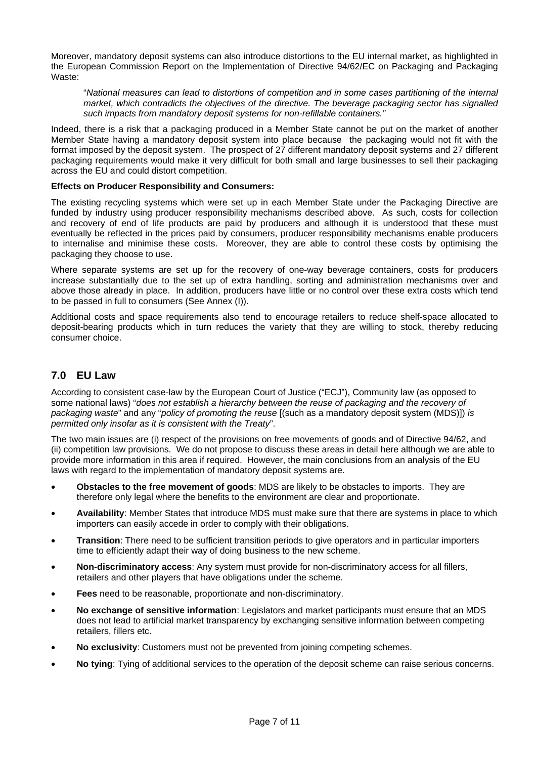Moreover, mandatory deposit systems can also introduce distortions to the EU internal market, as highlighted in the European Commission Report on the Implementation of Directive 94/62/EC on Packaging and Packaging Waste:

> "*National measures can lead to distortions of competition and in some cases partitioning of the internal market, which contradicts the objectives of the directive. The beverage packaging sector has signalled such impacts from mandatory deposit systems for non-refillable containers."*

Indeed, there is a risk that a packaging produced in a Member State cannot be put on the market of another Member State having a mandatory deposit system into place because the packaging would not fit with the format imposed by the deposit system. The prospect of 27 different mandatory deposit systems and 27 different packaging requirements would make it very difficult for both small and large businesses to sell their packaging across the EU and could distort competition.

**Effects on Producer Responsibility and Consumers:**

The existing recycling systems which were set up in each Member State under the Packaging Directive are funded by industry using producer responsibility mechanisms described above. As such, costs for collection and recovery of end of life products are paid by producers and although it is understood that these must eventually be reflected in the prices paid by consumers, producer responsibility mechanisms enable producers to internalise and minimise these costs. Moreover, they are able to control these costs by optimising the packaging they choose to use.

Where separate systems are set up for the recovery of one-way beverage containers, costs for producers increase substantially due to the set up of extra handling, sorting and administration mechanisms over and above those already in place. In addition, producers have little or no control over these extra costs which tend to be passed in full to consumers (See Annex (I)).

Additional costs and space requirements also tend to encourage retailers to reduce shelf-space allocated to deposit-bearing products which in turn reduces the variety that they are willing to stock, thereby reducing consumer choice.

## 7.0 EU Law

According to consistent case-law by the European Court of Justice ("ECJ"), Community law (as opposed to some national laws) "*does not establish a hierarchy between the reuse of packaging and the recovery of packaging waste*" and any "*policy of promoting the reuse* [(such as a mandatory deposit system (MDS)]) *is permitted only insofar as it is consistent with the Treaty*".

The two main issues are (i) respect of the provisions on free movements of goods and of Directive 94/62, and (ii) competition law provisions. We do not propose to discuss these areas in detail here although we are able to provide more information in this area if required. However, the main conclusions from an analysis of the EU laws with regard to the implementation of mandatory deposit systems are.

- **Obstacles to the free movement of goods**: MDS are likely to be obstacles to imports. They are therefore only legal where the benefits to the environment are clear and proportionate.
- **Availability**: Member States that introduce MDS must make sure that there are systems in place to which importers can easily accede in order to comply with their obligations.
- **Transition**: There need to be sufficient transition periods to give operators and in particular importers time to efficiently adapt their way of doing business to the new scheme.
- **Non-discriminatory access**: Any system must provide for non-discriminatory access for all fillers, retailers and other players that have obligations under the scheme.
- **Fees** need to be reasonable, proportionate and non-discriminatory.
- **No exchange of sensitive information**: Legislators and market participants must ensure that an MDS does not lead to artificial market transparency by exchanging sensitive information between competing retailers, fillers etc.
- **No exclusivity**: Customers must not be prevented from joining competing schemes.
- **No tying**: Tying of additional services to the operation of the deposit scheme can raise serious concerns.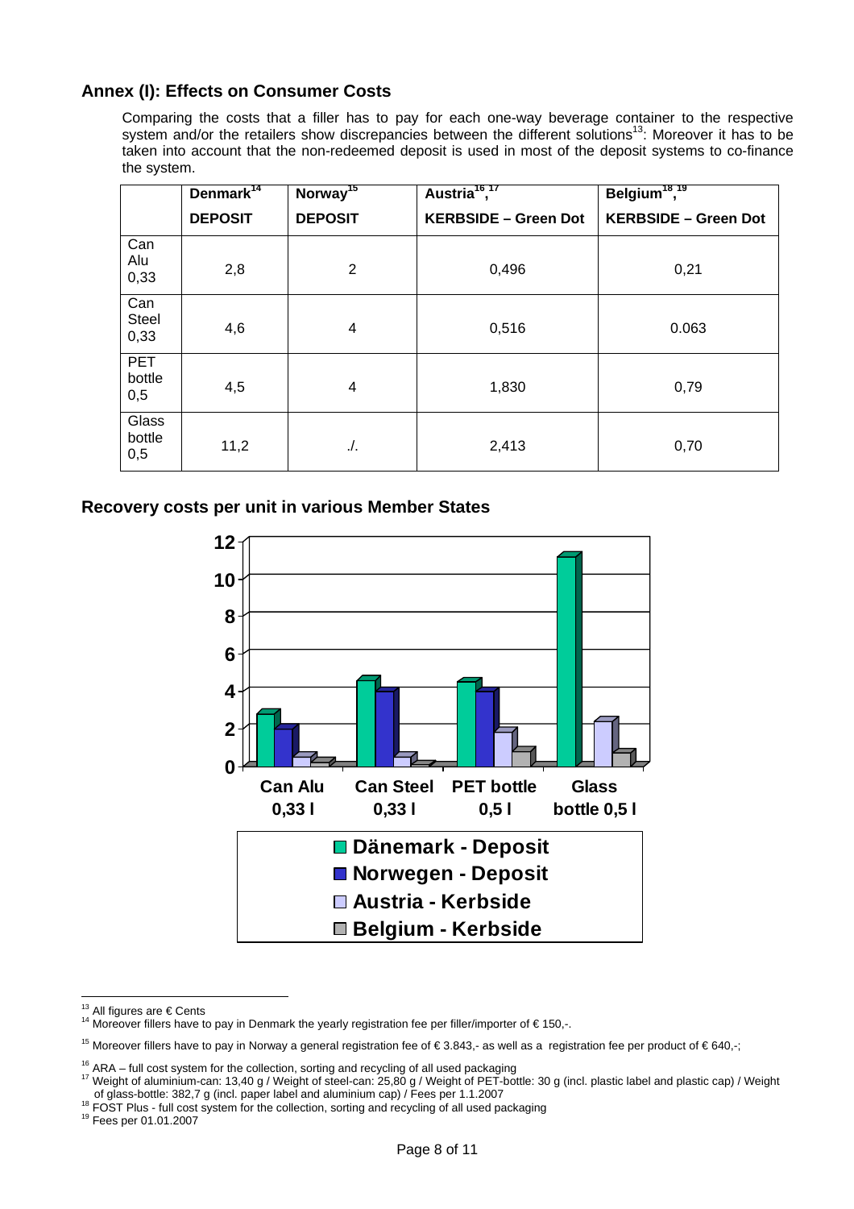## Annex (I): Effects on Consumer Costs

Comparing the costs that a filler has to pay for each one-way beverage container to the respective system and/or the retailers show discrepancies between the different solutions[13]: Moreover it has to be taken into account that the non-redeemed deposit is used in most of the deposit systems to co-finance the system.

| | Denmark[14] | Norway[15] | Austria[16],[17] | Belgium[18],[19] |
|---|---|---|---|---|
| | **DEPOSIT** | **DEPOSIT** | **KERBSIDE – Green Dot** | **KERBSIDE – Green Dot** |
| Can Alu 0,33 | 2,8 | 2 | 0,496 | 0,21 |
| Can Steel 0,33 | 4,6 | 4 | 0,516 | 0.063 |
| PET bottle 0,5 | 4,5 | 4 | 1,830 | 0,79 |
| Glass bottle 0,5 | 11,2 | ./. | 2,413 | 0,70 |

### Recovery costs per unit in various Member States

[13] All figures are € Cents

[14] Moreover fillers have to pay in Denmark the yearly registration fee per filler/importer of € 150,-.

[15] Moreover fillers have to pay in Norway a general registration fee of € 3.843,- as well as a registration fee per product of € 640,-;

[16] ARA – full cost system for the collection, sorting and recycling of all used packaging

[17] Weight of aluminium-can: 13,40 g / Weight of steel-can: 25,80 g / Weight of PET-bottle: 30 g (incl. plastic label and plastic cap) / Weight of glass-bottle: 382,7 g (incl. paper label and aluminium cap) / Fees per 1.1.2007

[18] FOST Plus - full cost system for the collection, sorting and recycling of all used packaging

[19] Fees per 01.01.2007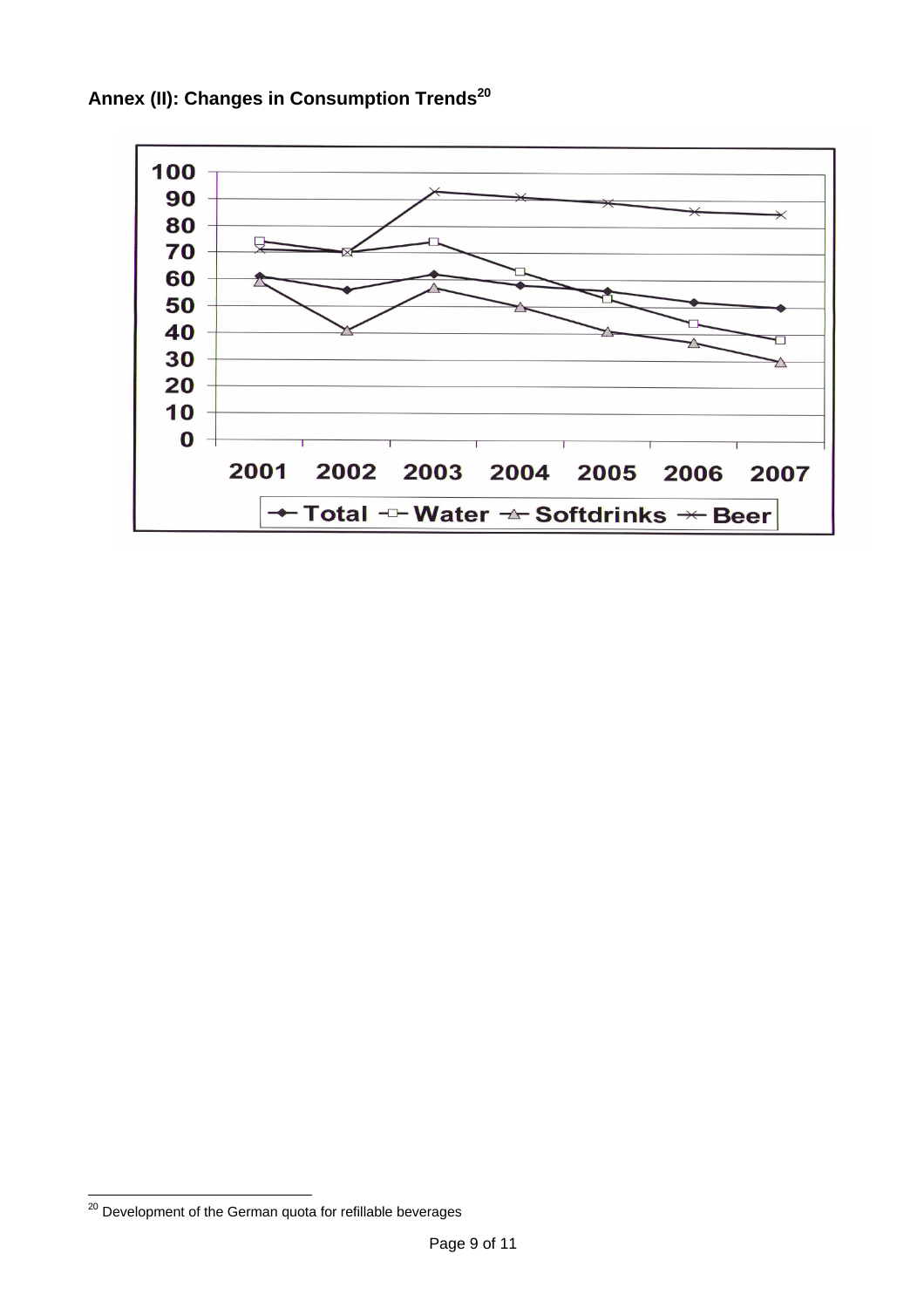## Annex (II): Changes in Consumption Trends[20]

[20] Development of the German quota for refillable beverages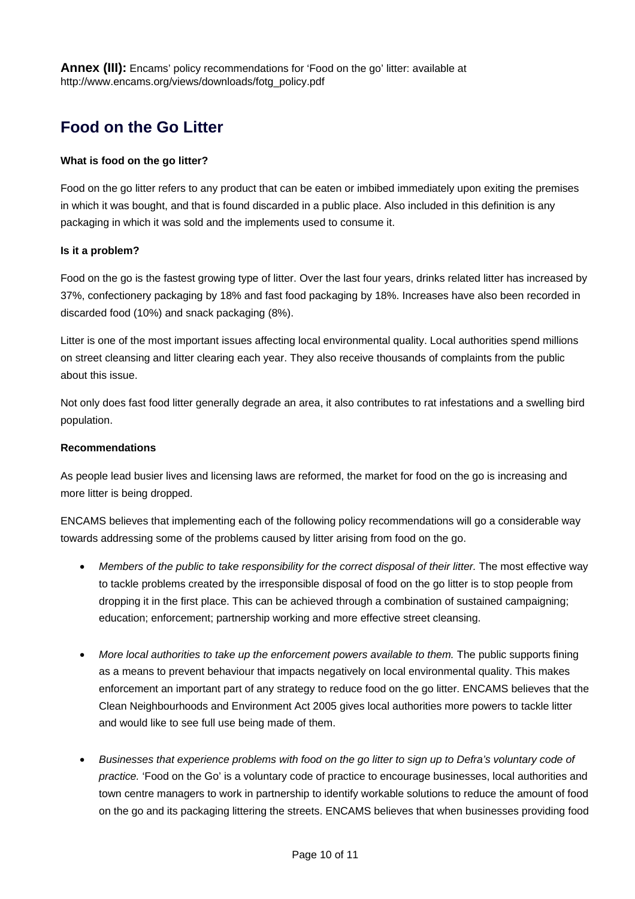**Annex (III):** Encams' policy recommendations for 'Food on the go' litter: available at http://www.encams.org/views/downloads/fotg_policy.pdf

## Food on the Go Litter

**What is food on the go litter?**

Food on the go litter refers to any product that can be eaten or imbibed immediately upon exiting the premises in which it was bought, and that is found discarded in a public place. Also included in this definition is any packaging in which it was sold and the implements used to consume it.

**Is it a problem?**

Food on the go is the fastest growing type of litter. Over the last four years, drinks related litter has increased by 37%, confectionery packaging by 18% and fast food packaging by 18%. Increases have also been recorded in discarded food (10%) and snack packaging (8%).

Litter is one of the most important issues affecting local environmental quality. Local authorities spend millions on street cleansing and litter clearing each year. They also receive thousands of complaints from the public about this issue.

Not only does fast food litter generally degrade an area, it also contributes to rat infestations and a swelling bird population.

**Recommendations**

As people lead busier lives and licensing laws are reformed, the market for food on the go is increasing and more litter is being dropped.

ENCAMS believes that implementing each of the following policy recommendations will go a considerable way towards addressing some of the problems caused by litter arising from food on the go.

- *Members of the public to take responsibility for the correct disposal of their litter.* The most effective way to tackle problems created by the irresponsible disposal of food on the go litter is to stop people from dropping it in the first place. This can be achieved through a combination of sustained campaigning; education; enforcement; partnership working and more effective street cleansing.

- *More local authorities to take up the enforcement powers available to them.* The public supports fining as a means to prevent behaviour that impacts negatively on local environmental quality. This makes enforcement an important part of any strategy to reduce food on the go litter. ENCAMS believes that the Clean Neighbourhoods and Environment Act 2005 gives local authorities more powers to tackle litter and would like to see full use being made of them.

- *Businesses that experience problems with food on the go litter to sign up to Defra's voluntary code of practice.* 'Food on the Go' is a voluntary code of practice to encourage businesses, local authorities and town centre managers to work in partnership to identify workable solutions to reduce the amount of food on the go and its packaging littering the streets. ENCAMS believes that when businesses providing food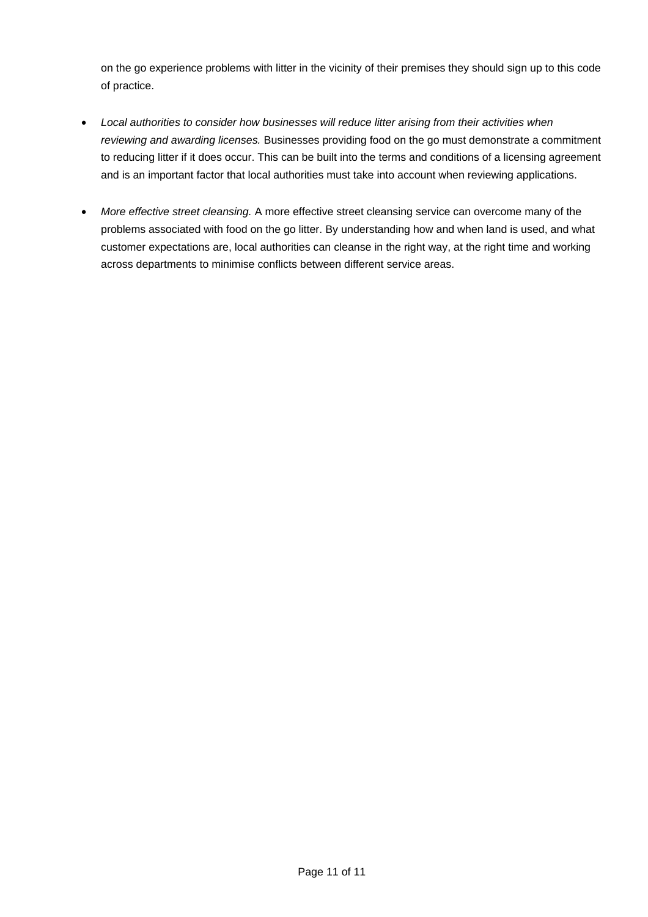on the go experience problems with litter in the vicinity of their premises they should sign up to this code of practice.

- *Local authorities to consider how businesses will reduce litter arising from their activities when reviewing and awarding licenses.* Businesses providing food on the go must demonstrate a commitment to reducing litter if it does occur. This can be built into the terms and conditions of a licensing agreement and is an important factor that local authorities must take into account when reviewing applications.

- *More effective street cleansing.* A more effective street cleansing service can overcome many of the problems associated with food on the go litter. By understanding how and when land is used, and what customer expectations are, local authorities can cleanse in the right way, at the right time and working across departments to minimise conflicts between different service areas.